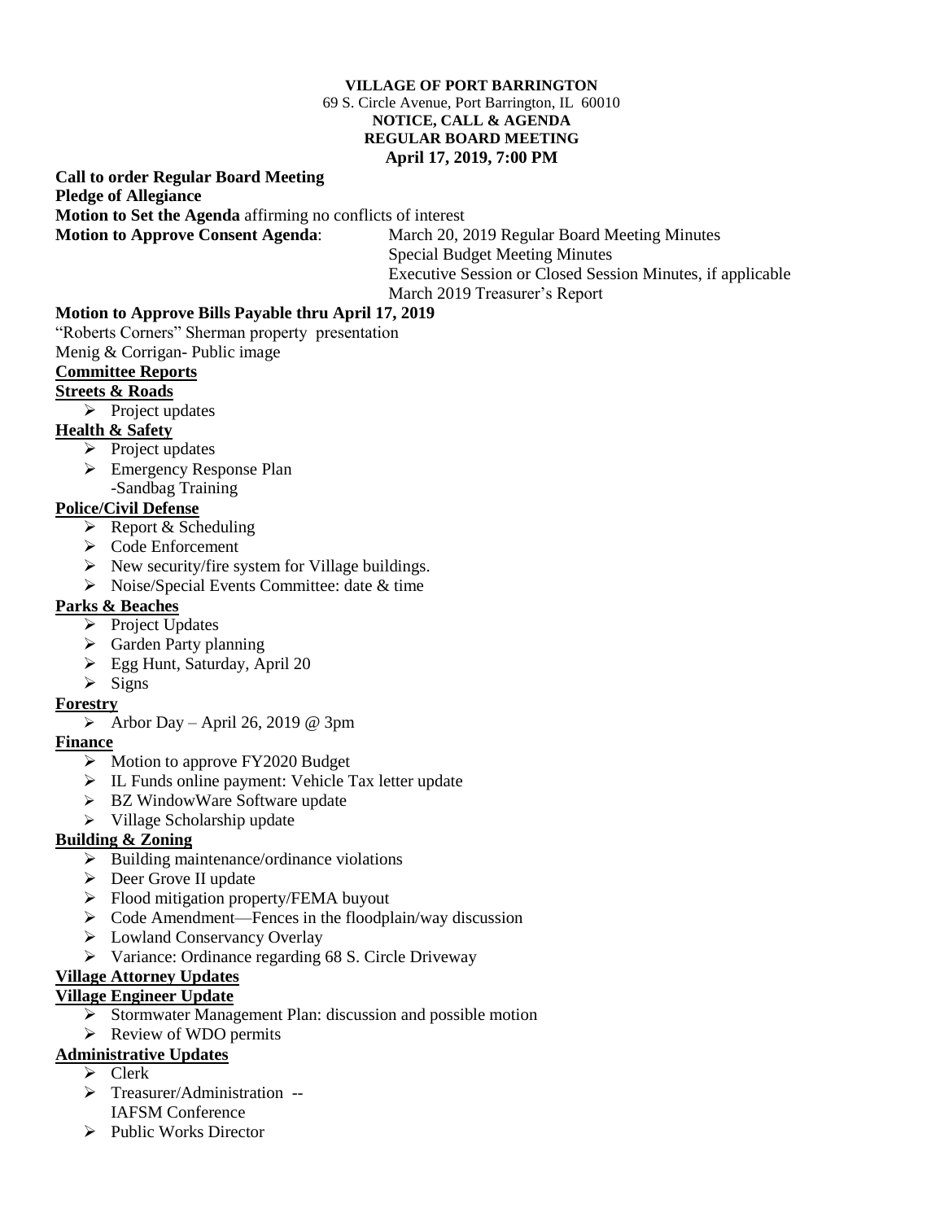**VILLAGE OF PORT BARRINGTON**
69 S. Circle Avenue, Port Barrington, IL 60010
**NOTICE, CALL & AGENDA**
**REGULAR BOARD MEETING**
**April 17, 2019, 7:00 PM**

**Call to order Regular Board Meeting**
**Pledge of Allegiance**
**Motion to Set the Agenda** affirming no conflicts of interest
**Motion to Approve Consent Agenda**:
March 20, 2019 Regular Board Meeting Minutes
Special Budget Meeting Minutes
Executive Session or Closed Session Minutes, if applicable
March 2019 Treasurer's Report

**Motion to Approve Bills Payable thru April 17, 2019**
"Roberts Corners" Sherman property presentation
Menig & Corrigan- Public image

**Committee Reports**

**Streets & Roads**
- Project updates

**Health & Safety**
- Project updates
- Emergency Response Plan
  -Sandbag Training

**Police/Civil Defense**
- Report & Scheduling
- Code Enforcement
- New security/fire system for Village buildings.
- Noise/Special Events Committee: date & time

**Parks & Beaches**
- Project Updates
- Garden Party planning
- Egg Hunt, Saturday, April 20
- Signs

**Forestry**
- Arbor Day – April 26, 2019 @ 3pm

**Finance**
- Motion to approve FY2020 Budget
- IL Funds online payment: Vehicle Tax letter update
- BZ WindowWare Software update
- Village Scholarship update

**Building & Zoning**
- Building maintenance/ordinance violations
- Deer Grove II update
- Flood mitigation property/FEMA buyout
- Code Amendment—Fences in the floodplain/way discussion
- Lowland Conservancy Overlay
- Variance: Ordinance regarding 68 S. Circle Driveway

**Village Attorney Updates**

**Village Engineer Update**
- Stormwater Management Plan: discussion and possible motion
- Review of WDO permits

**Administrative Updates**
- Clerk
- Treasurer/Administration --
  IAFSM Conference
- Public Works Director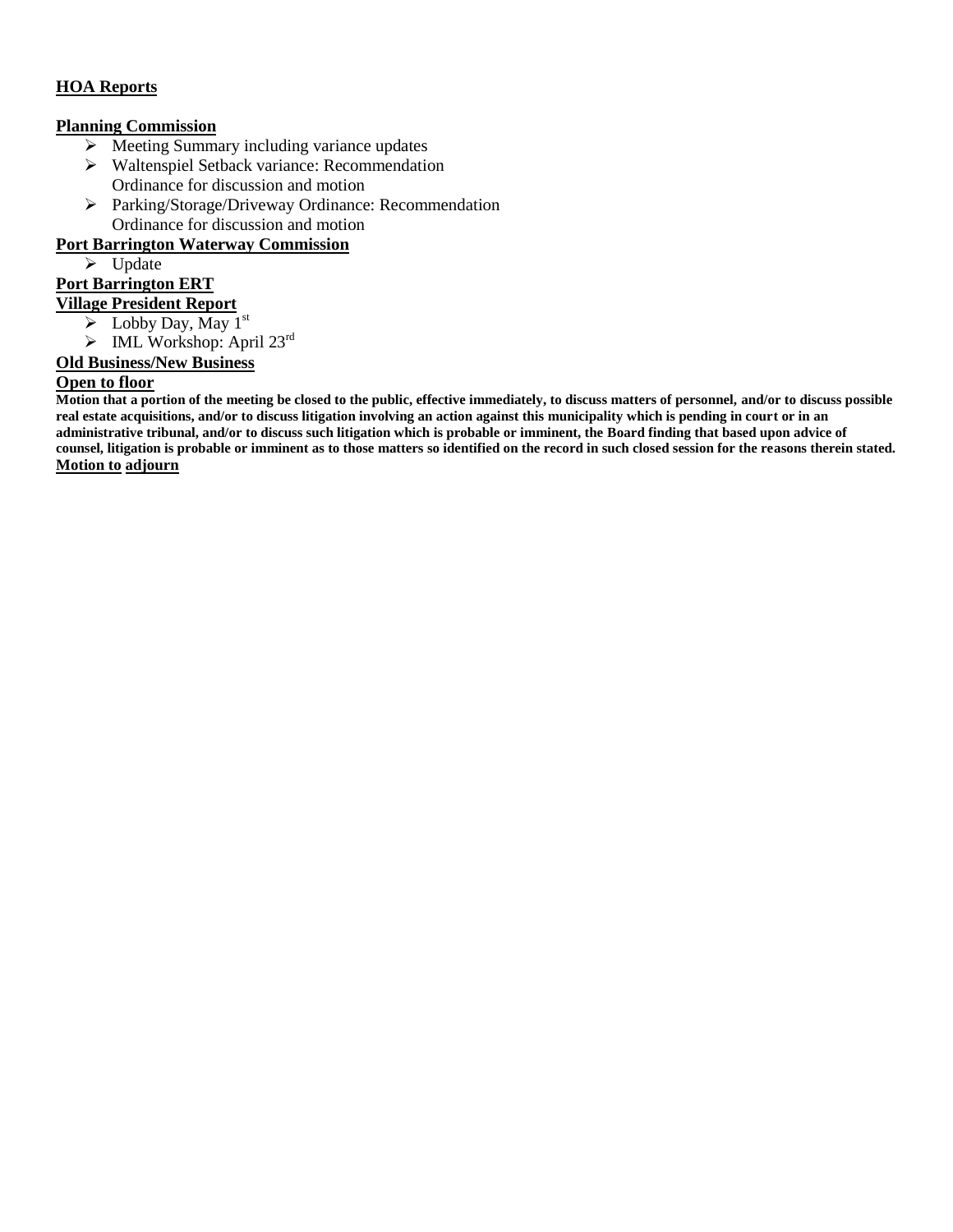**HOA Reports**

**Planning Commission**

- Meeting Summary including variance updates
- Waltenspiel Setback variance: Recommendation Ordinance for discussion and motion
- Parking/Storage/Driveway Ordinance: Recommendation Ordinance for discussion and motion

**Port Barrington Waterway Commission**

- Update

**Port Barrington ERT**

**Village President Report**

- Lobby Day, May 1st
- IML Workshop: April 23rd

**Old Business/New Business**

**Open to floor**

**Motion that a portion of the meeting be closed to the public, effective immediately, to discuss matters of personnel, and/or to discuss possible real estate acquisitions, and/or to discuss litigation involving an action against this municipality which is pending in court or in an administrative tribunal, and/or to discuss such litigation which is probable or imminent, the Board finding that based upon advice of counsel, litigation is probable or imminent as to those matters so identified on the record in such closed session for the reasons therein stated.**

**Motion to adjourn**